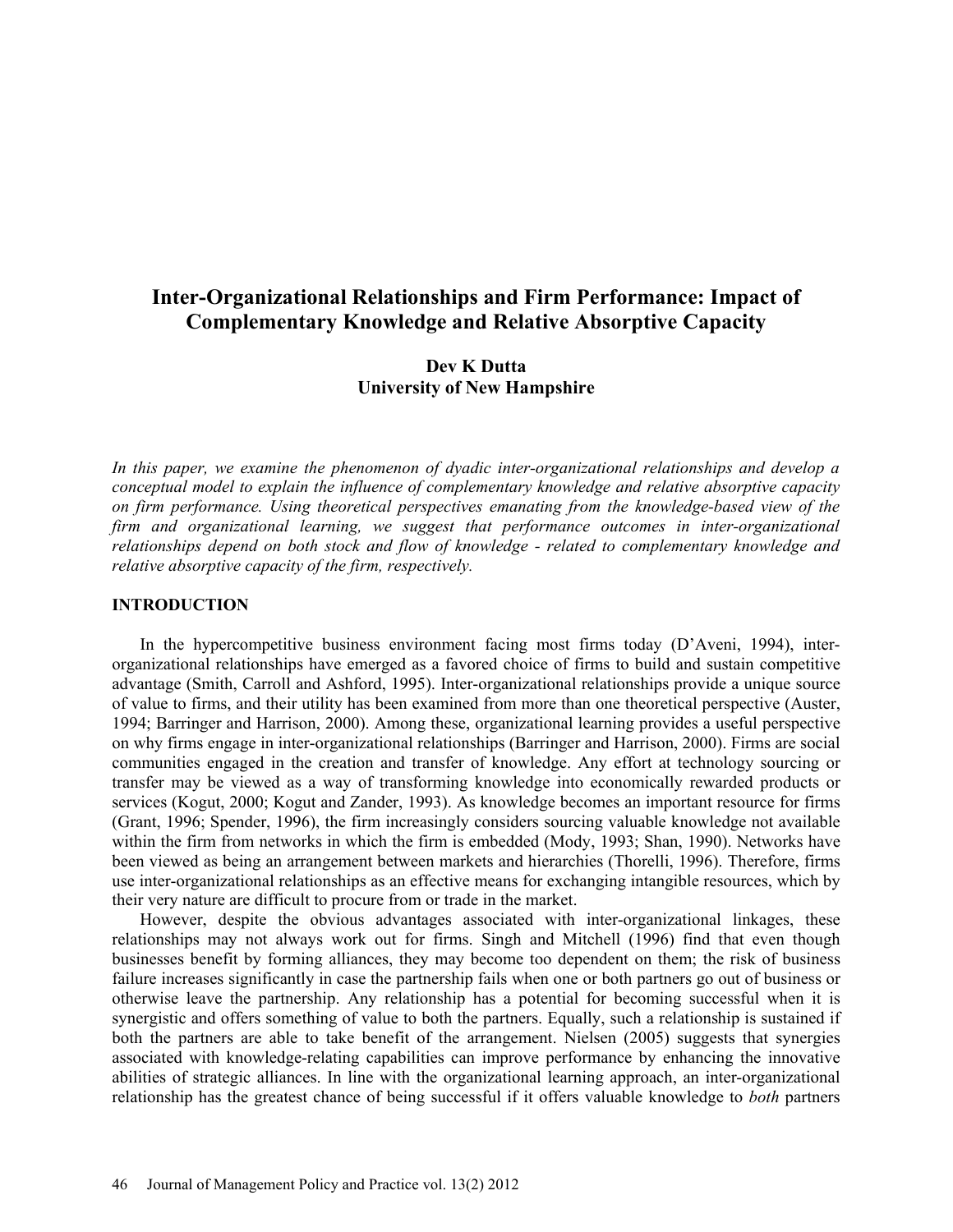# Inter-Organizational Relationships and Firm Performance: Impact of Complementary Knowledge and Relative Absorptive Capacity

**Dev K Dutta**
**University of New Hampshire**

*In this paper, we examine the phenomenon of dyadic inter-organizational relationships and develop a conceptual model to explain the influence of complementary knowledge and relative absorptive capacity on firm performance. Using theoretical perspectives emanating from the knowledge-based view of the firm and organizational learning, we suggest that performance outcomes in inter-organizational relationships depend on both stock and flow of knowledge - related to complementary knowledge and relative absorptive capacity of the firm, respectively.*

## INTRODUCTION

In the hypercompetitive business environment facing most firms today (D'Aveni, 1994), inter-organizational relationships have emerged as a favored choice of firms to build and sustain competitive advantage (Smith, Carroll and Ashford, 1995). Inter-organizational relationships provide a unique source of value to firms, and their utility has been examined from more than one theoretical perspective (Auster, 1994; Barringer and Harrison, 2000). Among these, organizational learning provides a useful perspective on why firms engage in inter-organizational relationships (Barringer and Harrison, 2000). Firms are social communities engaged in the creation and transfer of knowledge. Any effort at technology sourcing or transfer may be viewed as a way of transforming knowledge into economically rewarded products or services (Kogut, 2000; Kogut and Zander, 1993). As knowledge becomes an important resource for firms (Grant, 1996; Spender, 1996), the firm increasingly considers sourcing valuable knowledge not available within the firm from networks in which the firm is embedded (Mody, 1993; Shan, 1990). Networks have been viewed as being an arrangement between markets and hierarchies (Thorelli, 1996). Therefore, firms use inter-organizational relationships as an effective means for exchanging intangible resources, which by their very nature are difficult to procure from or trade in the market.

However, despite the obvious advantages associated with inter-organizational linkages, these relationships may not always work out for firms. Singh and Mitchell (1996) find that even though businesses benefit by forming alliances, they may become too dependent on them; the risk of business failure increases significantly in case the partnership fails when one or both partners go out of business or otherwise leave the partnership. Any relationship has a potential for becoming successful when it is synergistic and offers something of value to both the partners. Equally, such a relationship is sustained if both the partners are able to take benefit of the arrangement. Nielsen (2005) suggests that synergies associated with knowledge-relating capabilities can improve performance by enhancing the innovative abilities of strategic alliances. In line with the organizational learning approach, an inter-organizational relationship has the greatest chance of being successful if it offers valuable knowledge to *both* partners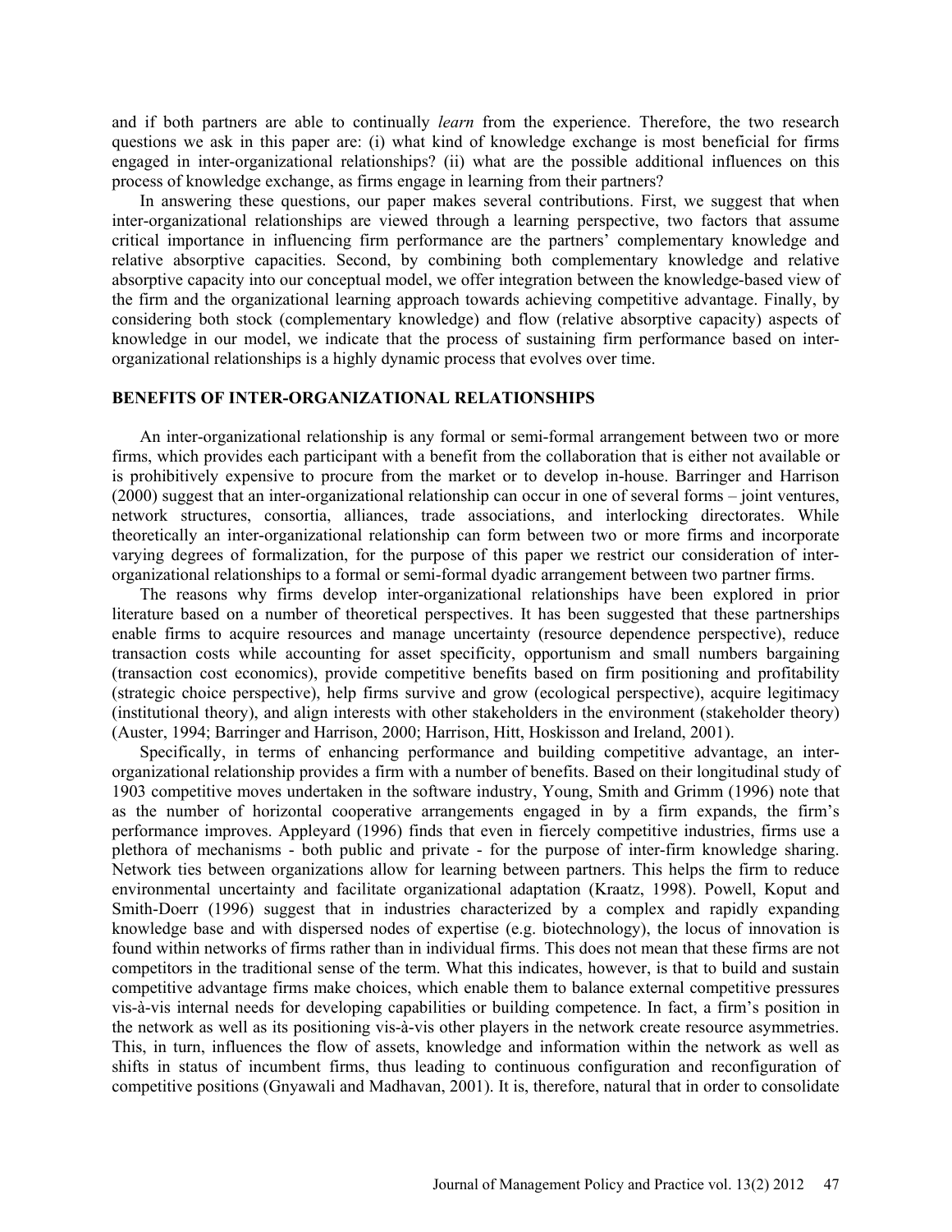and if both partners are able to continually *learn* from the experience. Therefore, the two research questions we ask in this paper are: (i) what kind of knowledge exchange is most beneficial for firms engaged in inter-organizational relationships? (ii) what are the possible additional influences on this process of knowledge exchange, as firms engage in learning from their partners?

In answering these questions, our paper makes several contributions. First, we suggest that when inter-organizational relationships are viewed through a learning perspective, two factors that assume critical importance in influencing firm performance are the partners' complementary knowledge and relative absorptive capacities. Second, by combining both complementary knowledge and relative absorptive capacity into our conceptual model, we offer integration between the knowledge-based view of the firm and the organizational learning approach towards achieving competitive advantage. Finally, by considering both stock (complementary knowledge) and flow (relative absorptive capacity) aspects of knowledge in our model, we indicate that the process of sustaining firm performance based on inter-organizational relationships is a highly dynamic process that evolves over time.

## BENEFITS OF INTER-ORGANIZATIONAL RELATIONSHIPS

An inter-organizational relationship is any formal or semi-formal arrangement between two or more firms, which provides each participant with a benefit from the collaboration that is either not available or is prohibitively expensive to procure from the market or to develop in-house. Barringer and Harrison (2000) suggest that an inter-organizational relationship can occur in one of several forms – joint ventures, network structures, consortia, alliances, trade associations, and interlocking directorates. While theoretically an inter-organizational relationship can form between two or more firms and incorporate varying degrees of formalization, for the purpose of this paper we restrict our consideration of inter-organizational relationships to a formal or semi-formal dyadic arrangement between two partner firms.

The reasons why firms develop inter-organizational relationships have been explored in prior literature based on a number of theoretical perspectives. It has been suggested that these partnerships enable firms to acquire resources and manage uncertainty (resource dependence perspective), reduce transaction costs while accounting for asset specificity, opportunism and small numbers bargaining (transaction cost economics), provide competitive benefits based on firm positioning and profitability (strategic choice perspective), help firms survive and grow (ecological perspective), acquire legitimacy (institutional theory), and align interests with other stakeholders in the environment (stakeholder theory) (Auster, 1994; Barringer and Harrison, 2000; Harrison, Hitt, Hoskisson and Ireland, 2001).

Specifically, in terms of enhancing performance and building competitive advantage, an inter-organizational relationship provides a firm with a number of benefits. Based on their longitudinal study of 1903 competitive moves undertaken in the software industry, Young, Smith and Grimm (1996) note that as the number of horizontal cooperative arrangements engaged in by a firm expands, the firm's performance improves. Appleyard (1996) finds that even in fiercely competitive industries, firms use a plethora of mechanisms - both public and private - for the purpose of inter-firm knowledge sharing. Network ties between organizations allow for learning between partners. This helps the firm to reduce environmental uncertainty and facilitate organizational adaptation (Kraatz, 1998). Powell, Koput and Smith-Doerr (1996) suggest that in industries characterized by a complex and rapidly expanding knowledge base and with dispersed nodes of expertise (e.g. biotechnology), the locus of innovation is found within networks of firms rather than in individual firms. This does not mean that these firms are not competitors in the traditional sense of the term. What this indicates, however, is that to build and sustain competitive advantage firms make choices, which enable them to balance external competitive pressures vis-à-vis internal needs for developing capabilities or building competence. In fact, a firm's position in the network as well as its positioning vis-à-vis other players in the network create resource asymmetries. This, in turn, influences the flow of assets, knowledge and information within the network as well as shifts in status of incumbent firms, thus leading to continuous configuration and reconfiguration of competitive positions (Gnyawali and Madhavan, 2001). It is, therefore, natural that in order to consolidate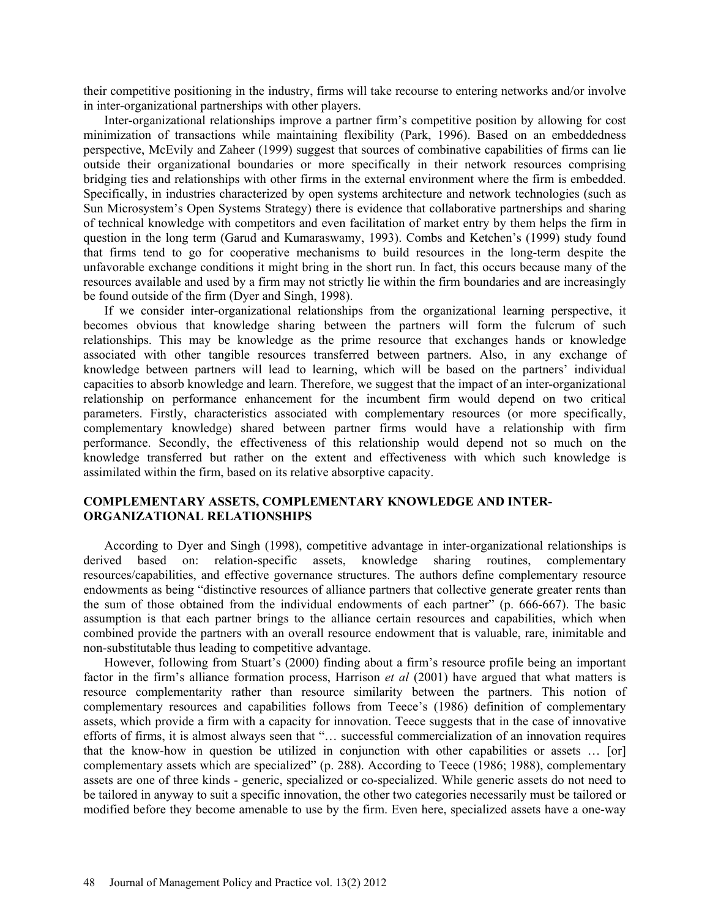their competitive positioning in the industry, firms will take recourse to entering networks and/or involve in inter-organizational partnerships with other players.

Inter-organizational relationships improve a partner firm's competitive position by allowing for cost minimization of transactions while maintaining flexibility (Park, 1996). Based on an embeddedness perspective, McEvily and Zaheer (1999) suggest that sources of combinative capabilities of firms can lie outside their organizational boundaries or more specifically in their network resources comprising bridging ties and relationships with other firms in the external environment where the firm is embedded. Specifically, in industries characterized by open systems architecture and network technologies (such as Sun Microsystem's Open Systems Strategy) there is evidence that collaborative partnerships and sharing of technical knowledge with competitors and even facilitation of market entry by them helps the firm in question in the long term (Garud and Kumaraswamy, 1993). Combs and Ketchen's (1999) study found that firms tend to go for cooperative mechanisms to build resources in the long-term despite the unfavorable exchange conditions it might bring in the short run. In fact, this occurs because many of the resources available and used by a firm may not strictly lie within the firm boundaries and are increasingly be found outside of the firm (Dyer and Singh, 1998).

If we consider inter-organizational relationships from the organizational learning perspective, it becomes obvious that knowledge sharing between the partners will form the fulcrum of such relationships. This may be knowledge as the prime resource that exchanges hands or knowledge associated with other tangible resources transferred between partners. Also, in any exchange of knowledge between partners will lead to learning, which will be based on the partners' individual capacities to absorb knowledge and learn. Therefore, we suggest that the impact of an inter-organizational relationship on performance enhancement for the incumbent firm would depend on two critical parameters. Firstly, characteristics associated with complementary resources (or more specifically, complementary knowledge) shared between partner firms would have a relationship with firm performance. Secondly, the effectiveness of this relationship would depend not so much on the knowledge transferred but rather on the extent and effectiveness with which such knowledge is assimilated within the firm, based on its relative absorptive capacity.

## COMPLEMENTARY ASSETS, COMPLEMENTARY KNOWLEDGE AND INTER-ORGANIZATIONAL RELATIONSHIPS

According to Dyer and Singh (1998), competitive advantage in inter-organizational relationships is derived based on: relation-specific assets, knowledge sharing routines, complementary resources/capabilities, and effective governance structures. The authors define complementary resource endowments as being "distinctive resources of alliance partners that collective generate greater rents than the sum of those obtained from the individual endowments of each partner" (p. 666-667). The basic assumption is that each partner brings to the alliance certain resources and capabilities, which when combined provide the partners with an overall resource endowment that is valuable, rare, inimitable and non-substitutable thus leading to competitive advantage.

However, following from Stuart's (2000) finding about a firm's resource profile being an important factor in the firm's alliance formation process, Harrison *et al* (2001) have argued that what matters is resource complementarity rather than resource similarity between the partners. This notion of complementary resources and capabilities follows from Teece's (1986) definition of complementary assets, which provide a firm with a capacity for innovation. Teece suggests that in the case of innovative efforts of firms, it is almost always seen that "… successful commercialization of an innovation requires that the know-how in question be utilized in conjunction with other capabilities or assets … [or] complementary assets which are specialized" (p. 288). According to Teece (1986; 1988), complementary assets are one of three kinds - generic, specialized or co-specialized. While generic assets do not need to be tailored in anyway to suit a specific innovation, the other two categories necessarily must be tailored or modified before they become amenable to use by the firm. Even here, specialized assets have a one-way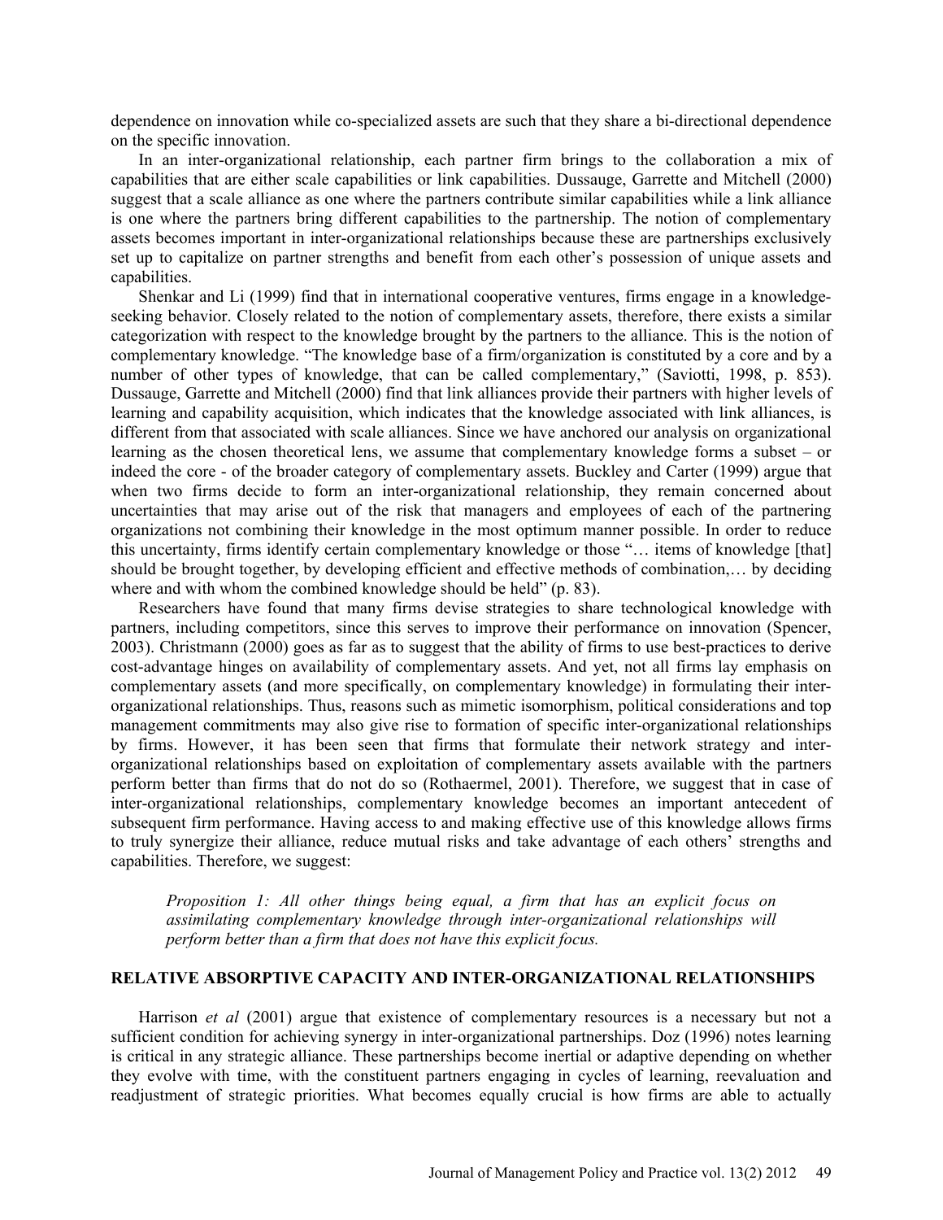dependence on innovation while co-specialized assets are such that they share a bi-directional dependence on the specific innovation.

In an inter-organizational relationship, each partner firm brings to the collaboration a mix of capabilities that are either scale capabilities or link capabilities. Dussauge, Garrette and Mitchell (2000) suggest that a scale alliance as one where the partners contribute similar capabilities while a link alliance is one where the partners bring different capabilities to the partnership. The notion of complementary assets becomes important in inter-organizational relationships because these are partnerships exclusively set up to capitalize on partner strengths and benefit from each other's possession of unique assets and capabilities.

Shenkar and Li (1999) find that in international cooperative ventures, firms engage in a knowledge-seeking behavior. Closely related to the notion of complementary assets, therefore, there exists a similar categorization with respect to the knowledge brought by the partners to the alliance. This is the notion of complementary knowledge. "The knowledge base of a firm/organization is constituted by a core and by a number of other types of knowledge, that can be called complementary," (Saviotti, 1998, p. 853). Dussauge, Garrette and Mitchell (2000) find that link alliances provide their partners with higher levels of learning and capability acquisition, which indicates that the knowledge associated with link alliances, is different from that associated with scale alliances. Since we have anchored our analysis on organizational learning as the chosen theoretical lens, we assume that complementary knowledge forms a subset – or indeed the core - of the broader category of complementary assets. Buckley and Carter (1999) argue that when two firms decide to form an inter-organizational relationship, they remain concerned about uncertainties that may arise out of the risk that managers and employees of each of the partnering organizations not combining their knowledge in the most optimum manner possible. In order to reduce this uncertainty, firms identify certain complementary knowledge or those "… items of knowledge [that] should be brought together, by developing efficient and effective methods of combination,… by deciding where and with whom the combined knowledge should be held" (p. 83).

Researchers have found that many firms devise strategies to share technological knowledge with partners, including competitors, since this serves to improve their performance on innovation (Spencer, 2003). Christmann (2000) goes as far as to suggest that the ability of firms to use best-practices to derive cost-advantage hinges on availability of complementary assets. And yet, not all firms lay emphasis on complementary assets (and more specifically, on complementary knowledge) in formulating their inter-organizational relationships. Thus, reasons such as mimetic isomorphism, political considerations and top management commitments may also give rise to formation of specific inter-organizational relationships by firms. However, it has been seen that firms that formulate their network strategy and inter-organizational relationships based on exploitation of complementary assets available with the partners perform better than firms that do not do so (Rothaermel, 2001). Therefore, we suggest that in case of inter-organizational relationships, complementary knowledge becomes an important antecedent of subsequent firm performance. Having access to and making effective use of this knowledge allows firms to truly synergize their alliance, reduce mutual risks and take advantage of each others' strengths and capabilities. Therefore, we suggest:

> *Proposition 1: All other things being equal, a firm that has an explicit focus on assimilating complementary knowledge through inter-organizational relationships will perform better than a firm that does not have this explicit focus.*

## RELATIVE ABSORPTIVE CAPACITY AND INTER-ORGANIZATIONAL RELATIONSHIPS

Harrison *et al* (2001) argue that existence of complementary resources is a necessary but not a sufficient condition for achieving synergy in inter-organizational partnerships. Doz (1996) notes learning is critical in any strategic alliance. These partnerships become inertial or adaptive depending on whether they evolve with time, with the constituent partners engaging in cycles of learning, reevaluation and readjustment of strategic priorities. What becomes equally crucial is how firms are able to actually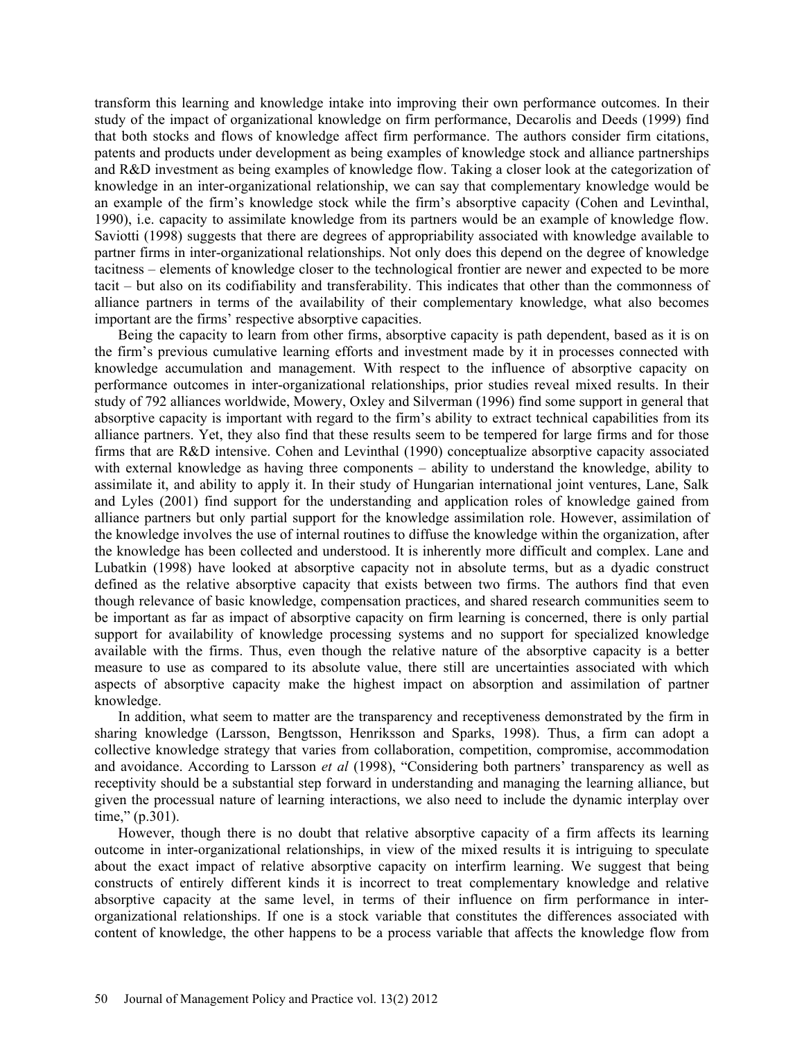transform this learning and knowledge intake into improving their own performance outcomes. In their study of the impact of organizational knowledge on firm performance, Decarolis and Deeds (1999) find that both stocks and flows of knowledge affect firm performance. The authors consider firm citations, patents and products under development as being examples of knowledge stock and alliance partnerships and R&D investment as being examples of knowledge flow. Taking a closer look at the categorization of knowledge in an inter-organizational relationship, we can say that complementary knowledge would be an example of the firm's knowledge stock while the firm's absorptive capacity (Cohen and Levinthal, 1990), i.e. capacity to assimilate knowledge from its partners would be an example of knowledge flow. Saviotti (1998) suggests that there are degrees of appropriability associated with knowledge available to partner firms in inter-organizational relationships. Not only does this depend on the degree of knowledge tacitness – elements of knowledge closer to the technological frontier are newer and expected to be more tacit – but also on its codifiability and transferability. This indicates that other than the commonness of alliance partners in terms of the availability of their complementary knowledge, what also becomes important are the firms' respective absorptive capacities.

Being the capacity to learn from other firms, absorptive capacity is path dependent, based as it is on the firm's previous cumulative learning efforts and investment made by it in processes connected with knowledge accumulation and management. With respect to the influence of absorptive capacity on performance outcomes in inter-organizational relationships, prior studies reveal mixed results. In their study of 792 alliances worldwide, Mowery, Oxley and Silverman (1996) find some support in general that absorptive capacity is important with regard to the firm's ability to extract technical capabilities from its alliance partners. Yet, they also find that these results seem to be tempered for large firms and for those firms that are R&D intensive. Cohen and Levinthal (1990) conceptualize absorptive capacity associated with external knowledge as having three components – ability to understand the knowledge, ability to assimilate it, and ability to apply it. In their study of Hungarian international joint ventures, Lane, Salk and Lyles (2001) find support for the understanding and application roles of knowledge gained from alliance partners but only partial support for the knowledge assimilation role. However, assimilation of the knowledge involves the use of internal routines to diffuse the knowledge within the organization, after the knowledge has been collected and understood. It is inherently more difficult and complex. Lane and Lubatkin (1998) have looked at absorptive capacity not in absolute terms, but as a dyadic construct defined as the relative absorptive capacity that exists between two firms. The authors find that even though relevance of basic knowledge, compensation practices, and shared research communities seem to be important as far as impact of absorptive capacity on firm learning is concerned, there is only partial support for availability of knowledge processing systems and no support for specialized knowledge available with the firms. Thus, even though the relative nature of the absorptive capacity is a better measure to use as compared to its absolute value, there still are uncertainties associated with which aspects of absorptive capacity make the highest impact on absorption and assimilation of partner knowledge.

In addition, what seem to matter are the transparency and receptiveness demonstrated by the firm in sharing knowledge (Larsson, Bengtsson, Henriksson and Sparks, 1998). Thus, a firm can adopt a collective knowledge strategy that varies from collaboration, competition, compromise, accommodation and avoidance. According to Larsson *et al* (1998), "Considering both partners' transparency as well as receptivity should be a substantial step forward in understanding and managing the learning alliance, but given the processual nature of learning interactions, we also need to include the dynamic interplay over time," (p.301).

However, though there is no doubt that relative absorptive capacity of a firm affects its learning outcome in inter-organizational relationships, in view of the mixed results it is intriguing to speculate about the exact impact of relative absorptive capacity on interfirm learning. We suggest that being constructs of entirely different kinds it is incorrect to treat complementary knowledge and relative absorptive capacity at the same level, in terms of their influence on firm performance in inter-organizational relationships. If one is a stock variable that constitutes the differences associated with content of knowledge, the other happens to be a process variable that affects the knowledge flow from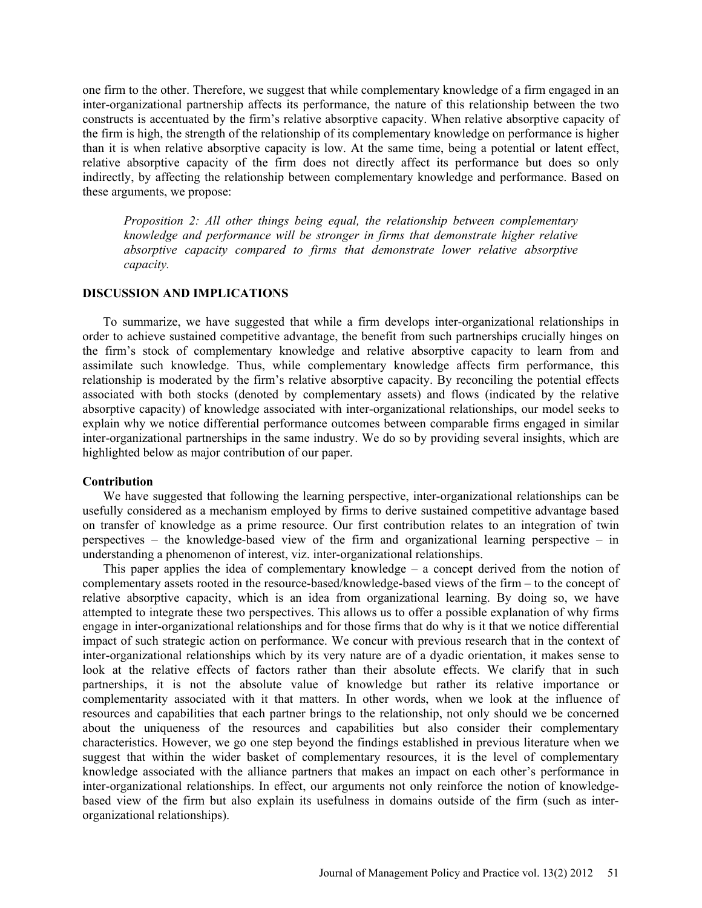one firm to the other. Therefore, we suggest that while complementary knowledge of a firm engaged in an inter-organizational partnership affects its performance, the nature of this relationship between the two constructs is accentuated by the firm's relative absorptive capacity. When relative absorptive capacity of the firm is high, the strength of the relationship of its complementary knowledge on performance is higher than it is when relative absorptive capacity is low. At the same time, being a potential or latent effect, relative absorptive capacity of the firm does not directly affect its performance but does so only indirectly, by affecting the relationship between complementary knowledge and performance. Based on these arguments, we propose:

> *Proposition 2: All other things being equal, the relationship between complementary knowledge and performance will be stronger in firms that demonstrate higher relative absorptive capacity compared to firms that demonstrate lower relative absorptive capacity.*

## DISCUSSION AND IMPLICATIONS

To summarize, we have suggested that while a firm develops inter-organizational relationships in order to achieve sustained competitive advantage, the benefit from such partnerships crucially hinges on the firm's stock of complementary knowledge and relative absorptive capacity to learn from and assimilate such knowledge. Thus, while complementary knowledge affects firm performance, this relationship is moderated by the firm's relative absorptive capacity. By reconciling the potential effects associated with both stocks (denoted by complementary assets) and flows (indicated by the relative absorptive capacity) of knowledge associated with inter-organizational relationships, our model seeks to explain why we notice differential performance outcomes between comparable firms engaged in similar inter-organizational partnerships in the same industry. We do so by providing several insights, which are highlighted below as major contribution of our paper.

### Contribution

We have suggested that following the learning perspective, inter-organizational relationships can be usefully considered as a mechanism employed by firms to derive sustained competitive advantage based on transfer of knowledge as a prime resource. Our first contribution relates to an integration of twin perspectives – the knowledge-based view of the firm and organizational learning perspective – in understanding a phenomenon of interest, viz. inter-organizational relationships.

This paper applies the idea of complementary knowledge – a concept derived from the notion of complementary assets rooted in the resource-based/knowledge-based views of the firm – to the concept of relative absorptive capacity, which is an idea from organizational learning. By doing so, we have attempted to integrate these two perspectives. This allows us to offer a possible explanation of why firms engage in inter-organizational relationships and for those firms that do why is it that we notice differential impact of such strategic action on performance. We concur with previous research that in the context of inter-organizational relationships which by its very nature are of a dyadic orientation, it makes sense to look at the relative effects of factors rather than their absolute effects. We clarify that in such partnerships, it is not the absolute value of knowledge but rather its relative importance or complementarity associated with it that matters. In other words, when we look at the influence of resources and capabilities that each partner brings to the relationship, not only should we be concerned about the uniqueness of the resources and capabilities but also consider their complementary characteristics. However, we go one step beyond the findings established in previous literature when we suggest that within the wider basket of complementary resources, it is the level of complementary knowledge associated with the alliance partners that makes an impact on each other's performance in inter-organizational relationships. In effect, our arguments not only reinforce the notion of knowledge-based view of the firm but also explain its usefulness in domains outside of the firm (such as inter-organizational relationships).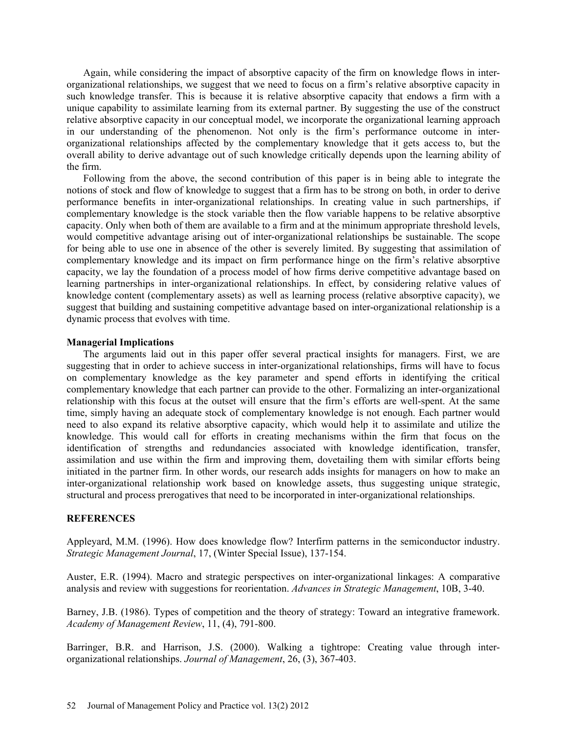Again, while considering the impact of absorptive capacity of the firm on knowledge flows in inter-organizational relationships, we suggest that we need to focus on a firm's relative absorptive capacity in such knowledge transfer. This is because it is relative absorptive capacity that endows a firm with a unique capability to assimilate learning from its external partner. By suggesting the use of the construct relative absorptive capacity in our conceptual model, we incorporate the organizational learning approach in our understanding of the phenomenon. Not only is the firm's performance outcome in inter-organizational relationships affected by the complementary knowledge that it gets access to, but the overall ability to derive advantage out of such knowledge critically depends upon the learning ability of the firm.

Following from the above, the second contribution of this paper is in being able to integrate the notions of stock and flow of knowledge to suggest that a firm has to be strong on both, in order to derive performance benefits in inter-organizational relationships. In creating value in such partnerships, if complementary knowledge is the stock variable then the flow variable happens to be relative absorptive capacity. Only when both of them are available to a firm and at the minimum appropriate threshold levels, would competitive advantage arising out of inter-organizational relationships be sustainable. The scope for being able to use one in absence of the other is severely limited. By suggesting that assimilation of complementary knowledge and its impact on firm performance hinge on the firm's relative absorptive capacity, we lay the foundation of a process model of how firms derive competitive advantage based on learning partnerships in inter-organizational relationships. In effect, by considering relative values of knowledge content (complementary assets) as well as learning process (relative absorptive capacity), we suggest that building and sustaining competitive advantage based on inter-organizational relationship is a dynamic process that evolves with time.

### Managerial Implications

The arguments laid out in this paper offer several practical insights for managers. First, we are suggesting that in order to achieve success in inter-organizational relationships, firms will have to focus on complementary knowledge as the key parameter and spend efforts in identifying the critical complementary knowledge that each partner can provide to the other. Formalizing an inter-organizational relationship with this focus at the outset will ensure that the firm's efforts are well-spent. At the same time, simply having an adequate stock of complementary knowledge is not enough. Each partner would need to also expand its relative absorptive capacity, which would help it to assimilate and utilize the knowledge. This would call for efforts in creating mechanisms within the firm that focus on the identification of strengths and redundancies associated with knowledge identification, transfer, assimilation and use within the firm and improving them, dovetailing them with similar efforts being initiated in the partner firm. In other words, our research adds insights for managers on how to make an inter-organizational relationship work based on knowledge assets, thus suggesting unique strategic, structural and process prerogatives that need to be incorporated in inter-organizational relationships.

## REFERENCES

Appleyard, M.M. (1996). How does knowledge flow? Interfirm patterns in the semiconductor industry. *Strategic Management Journal*, 17, (Winter Special Issue), 137-154.

Auster, E.R. (1994). Macro and strategic perspectives on inter-organizational linkages: A comparative analysis and review with suggestions for reorientation. *Advances in Strategic Management*, 10B, 3-40.

Barney, J.B. (1986). Types of competition and the theory of strategy: Toward an integrative framework. *Academy of Management Review*, 11, (4), 791-800.

Barringer, B.R. and Harrison, J.S. (2000). Walking a tightrope: Creating value through inter-organizational relationships. *Journal of Management*, 26, (3), 367-403.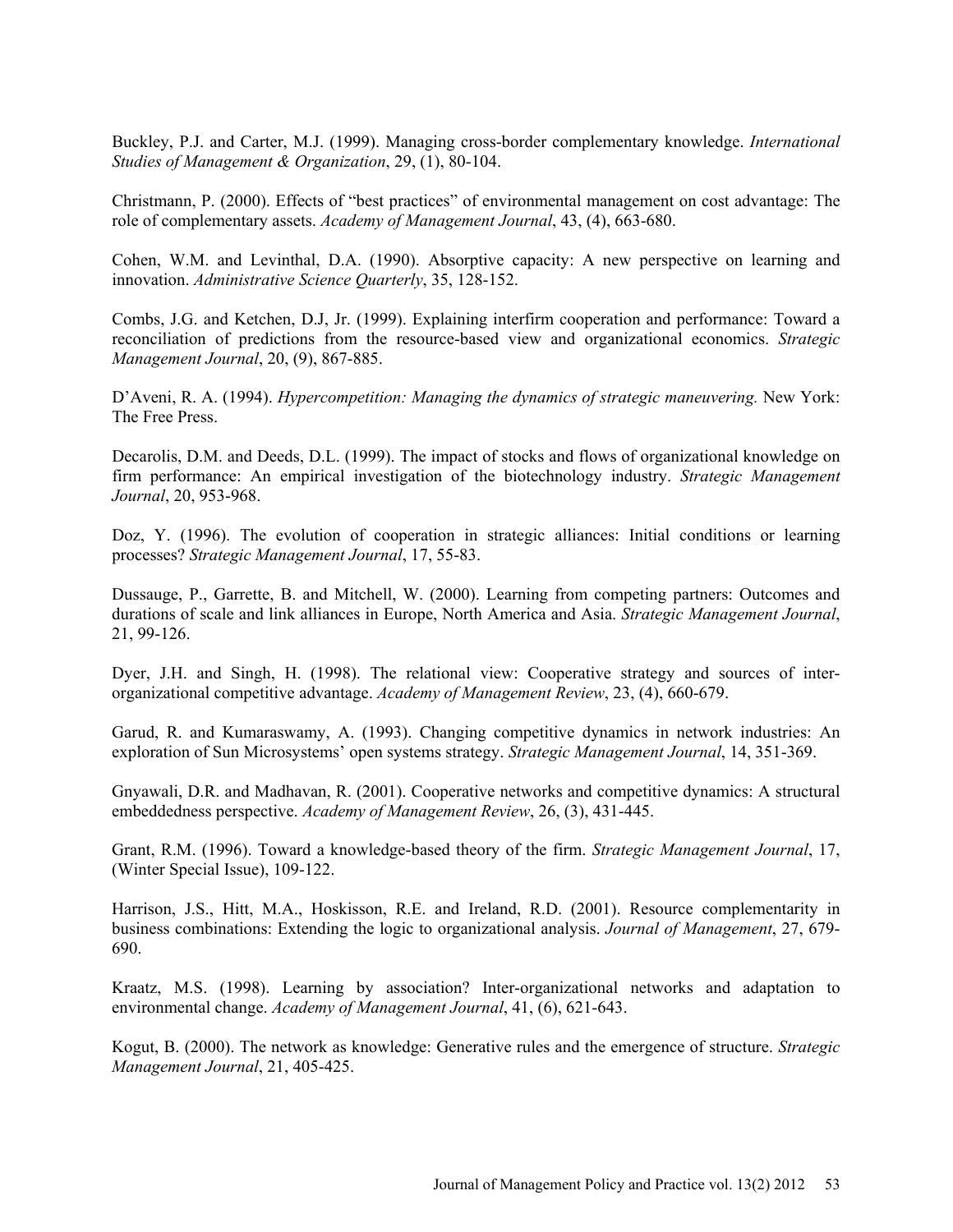Buckley, P.J. and Carter, M.J. (1999). Managing cross-border complementary knowledge. *International Studies of Management & Organization*, 29, (1), 80-104.

Christmann, P. (2000). Effects of "best practices" of environmental management on cost advantage: The role of complementary assets. *Academy of Management Journal*, 43, (4), 663-680.

Cohen, W.M. and Levinthal, D.A. (1990). Absorptive capacity: A new perspective on learning and innovation. *Administrative Science Quarterly*, 35, 128-152.

Combs, J.G. and Ketchen, D.J, Jr. (1999). Explaining interfirm cooperation and performance: Toward a reconciliation of predictions from the resource-based view and organizational economics. *Strategic Management Journal*, 20, (9), 867-885.

D'Aveni, R. A. (1994). *Hypercompetition: Managing the dynamics of strategic maneuvering.* New York: The Free Press.

Decarolis, D.M. and Deeds, D.L. (1999). The impact of stocks and flows of organizational knowledge on firm performance: An empirical investigation of the biotechnology industry. *Strategic Management Journal*, 20, 953-968.

Doz, Y. (1996). The evolution of cooperation in strategic alliances: Initial conditions or learning processes? *Strategic Management Journal*, 17, 55-83.

Dussauge, P., Garrette, B. and Mitchell, W. (2000). Learning from competing partners: Outcomes and durations of scale and link alliances in Europe, North America and Asia. *Strategic Management Journal*, 21, 99-126.

Dyer, J.H. and Singh, H. (1998). The relational view: Cooperative strategy and sources of inter-organizational competitive advantage. *Academy of Management Review*, 23, (4), 660-679.

Garud, R. and Kumaraswamy, A. (1993). Changing competitive dynamics in network industries: An exploration of Sun Microsystems' open systems strategy. *Strategic Management Journal*, 14, 351-369.

Gnyawali, D.R. and Madhavan, R. (2001). Cooperative networks and competitive dynamics: A structural embeddedness perspective. *Academy of Management Review*, 26, (3), 431-445.

Grant, R.M. (1996). Toward a knowledge-based theory of the firm. *Strategic Management Journal*, 17, (Winter Special Issue), 109-122.

Harrison, J.S., Hitt, M.A., Hoskisson, R.E. and Ireland, R.D. (2001). Resource complementarity in business combinations: Extending the logic to organizational analysis. *Journal of Management*, 27, 679-690.

Kraatz, M.S. (1998). Learning by association? Inter-organizational networks and adaptation to environmental change. *Academy of Management Journal*, 41, (6), 621-643.

Kogut, B. (2000). The network as knowledge: Generative rules and the emergence of structure. *Strategic Management Journal*, 21, 405-425.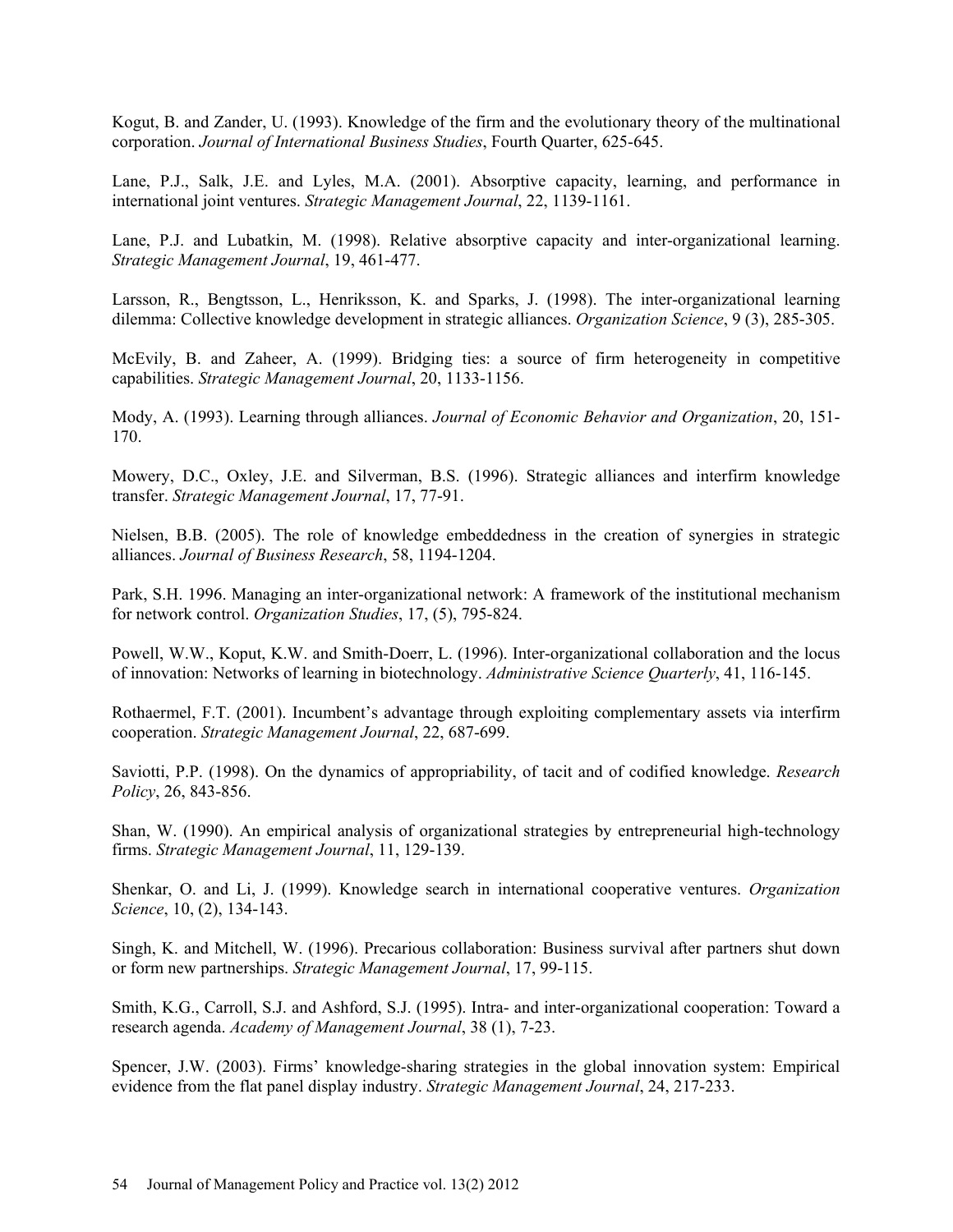Kogut, B. and Zander, U. (1993). Knowledge of the firm and the evolutionary theory of the multinational corporation. *Journal of International Business Studies*, Fourth Quarter, 625-645.

Lane, P.J., Salk, J.E. and Lyles, M.A. (2001). Absorptive capacity, learning, and performance in international joint ventures. *Strategic Management Journal*, 22, 1139-1161.

Lane, P.J. and Lubatkin, M. (1998). Relative absorptive capacity and inter-organizational learning. *Strategic Management Journal*, 19, 461-477.

Larsson, R., Bengtsson, L., Henriksson, K. and Sparks, J. (1998). The inter-organizational learning dilemma: Collective knowledge development in strategic alliances. *Organization Science*, 9 (3), 285-305.

McEvily, B. and Zaheer, A. (1999). Bridging ties: a source of firm heterogeneity in competitive capabilities. *Strategic Management Journal*, 20, 1133-1156.

Mody, A. (1993). Learning through alliances. *Journal of Economic Behavior and Organization*, 20, 151-170.

Mowery, D.C., Oxley, J.E. and Silverman, B.S. (1996). Strategic alliances and interfirm knowledge transfer. *Strategic Management Journal*, 17, 77-91.

Nielsen, B.B. (2005). The role of knowledge embeddedness in the creation of synergies in strategic alliances. *Journal of Business Research*, 58, 1194-1204.

Park, S.H. 1996. Managing an inter-organizational network: A framework of the institutional mechanism for network control. *Organization Studies*, 17, (5), 795-824.

Powell, W.W., Koput, K.W. and Smith-Doerr, L. (1996). Inter-organizational collaboration and the locus of innovation: Networks of learning in biotechnology. *Administrative Science Quarterly*, 41, 116-145.

Rothaermel, F.T. (2001). Incumbent's advantage through exploiting complementary assets via interfirm cooperation. *Strategic Management Journal*, 22, 687-699.

Saviotti, P.P. (1998). On the dynamics of appropriability, of tacit and of codified knowledge. *Research Policy*, 26, 843-856.

Shan, W. (1990). An empirical analysis of organizational strategies by entrepreneurial high-technology firms. *Strategic Management Journal*, 11, 129-139.

Shenkar, O. and Li, J. (1999). Knowledge search in international cooperative ventures. *Organization Science*, 10, (2), 134-143.

Singh, K. and Mitchell, W. (1996). Precarious collaboration: Business survival after partners shut down or form new partnerships. *Strategic Management Journal*, 17, 99-115.

Smith, K.G., Carroll, S.J. and Ashford, S.J. (1995). Intra- and inter-organizational cooperation: Toward a research agenda. *Academy of Management Journal*, 38 (1), 7-23.

Spencer, J.W. (2003). Firms' knowledge-sharing strategies in the global innovation system: Empirical evidence from the flat panel display industry. *Strategic Management Journal*, 24, 217-233.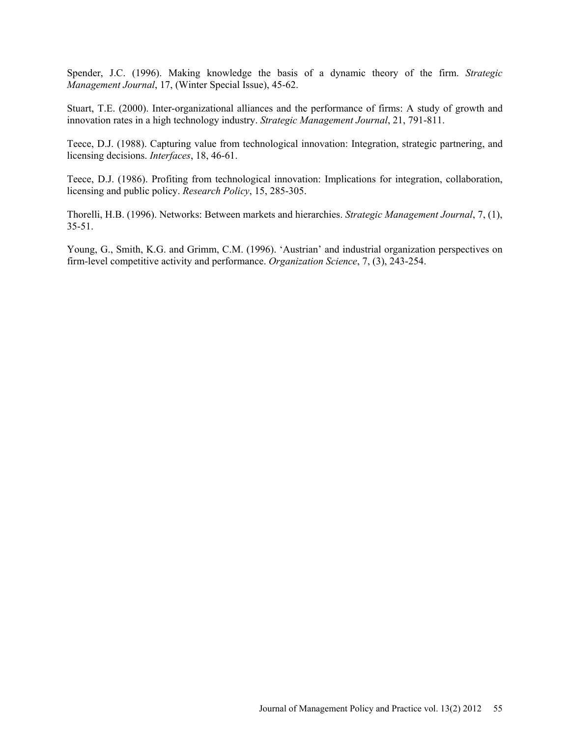Spender, J.C. (1996). Making knowledge the basis of a dynamic theory of the firm. *Strategic Management Journal*, 17, (Winter Special Issue), 45-62.

Stuart, T.E. (2000). Inter-organizational alliances and the performance of firms: A study of growth and innovation rates in a high technology industry. *Strategic Management Journal*, 21, 791-811.

Teece, D.J. (1988). Capturing value from technological innovation: Integration, strategic partnering, and licensing decisions. *Interfaces*, 18, 46-61.

Teece, D.J. (1986). Profiting from technological innovation: Implications for integration, collaboration, licensing and public policy. *Research Policy*, 15, 285-305.

Thorelli, H.B. (1996). Networks: Between markets and hierarchies. *Strategic Management Journal*, 7, (1), 35-51.

Young, G., Smith, K.G. and Grimm, C.M. (1996). 'Austrian' and industrial organization perspectives on firm-level competitive activity and performance. *Organization Science*, 7, (3), 243-254.